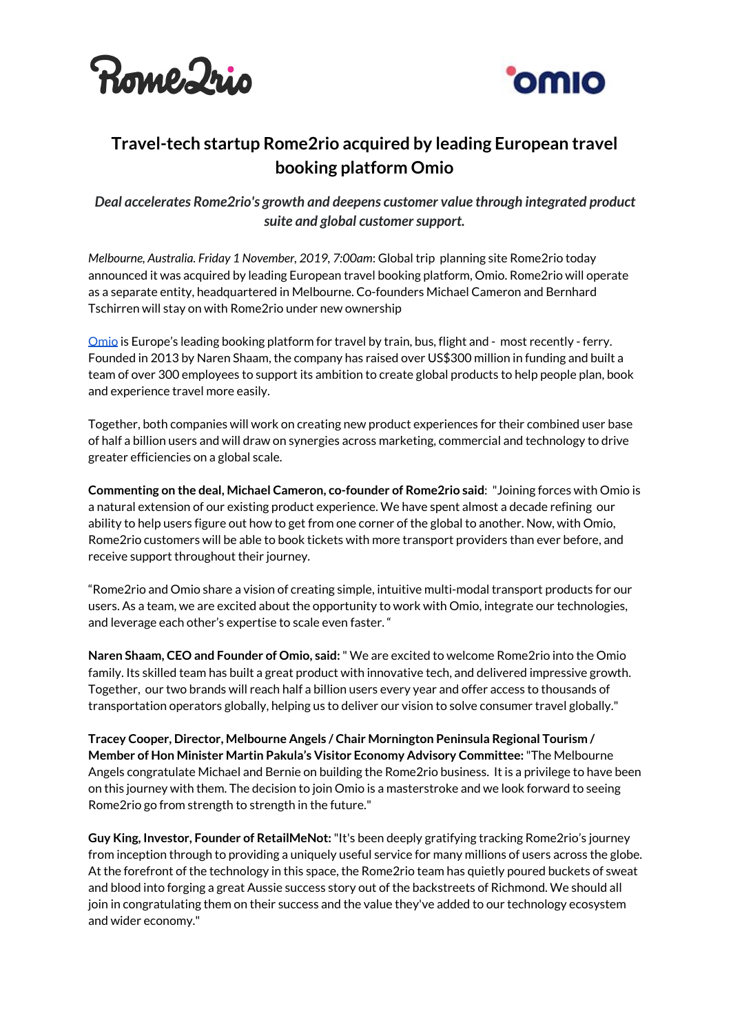# Travel-tech startup Rome2rio acquired by leading European travel booking platform Omio

***Deal accelerates Rome2rio's growth and deepens customer value through integrated product suite and global customer support.***

*Melbourne, Australia. Friday 1 November, 2019, 7:00am*: Global trip planning site Rome2rio today announced it was acquired by leading European travel booking platform, Omio. Rome2rio will operate as a separate entity, headquartered in Melbourne. Co-founders Michael Cameron and Bernhard Tschirren will stay on with Rome2rio under new ownership

Omio is Europe's leading booking platform for travel by train, bus, flight and - most recently - ferry. Founded in 2013 by Naren Shaam, the company has raised over US$300 million in funding and built a team of over 300 employees to support its ambition to create global products to help people plan, book and experience travel more easily.

Together, both companies will work on creating new product experiences for their combined user base of half a billion users and will draw on synergies across marketing, commercial and technology to drive greater efficiencies on a global scale.

**Commenting on the deal, Michael Cameron, co-founder of Rome2rio said**: "Joining forces with Omio is a natural extension of our existing product experience. We have spent almost a decade refining our ability to help users figure out how to get from one corner of the global to another. Now, with Omio, Rome2rio customers will be able to book tickets with more transport providers than ever before, and receive support throughout their journey.

"Rome2rio and Omio share a vision of creating simple, intuitive multi-modal transport products for our users. As a team, we are excited about the opportunity to work with Omio, integrate our technologies, and leverage each other's expertise to scale even faster. "

**Naren Shaam, CEO and Founder of Omio, said:** " We are excited to welcome Rome2rio into the Omio family. Its skilled team has built a great product with innovative tech, and delivered impressive growth. Together, our two brands will reach half a billion users every year and offer access to thousands of transportation operators globally, helping us to deliver our vision to solve consumer travel globally."

**Tracey Cooper, Director, Melbourne Angels / Chair Mornington Peninsula Regional Tourism / Member of Hon Minister Martin Pakula's Visitor Economy Advisory Committee:** "The Melbourne Angels congratulate Michael and Bernie on building the Rome2rio business. It is a privilege to have been on this journey with them. The decision to join Omio is a masterstroke and we look forward to seeing Rome2rio go from strength to strength in the future."

**Guy King, Investor, Founder of RetailMeNot:** "It's been deeply gratifying tracking Rome2rio's journey from inception through to providing a uniquely useful service for many millions of users across the globe. At the forefront of the technology in this space, the Rome2rio team has quietly poured buckets of sweat and blood into forging a great Aussie success story out of the backstreets of Richmond. We should all join in congratulating them on their success and the value they've added to our technology ecosystem and wider economy."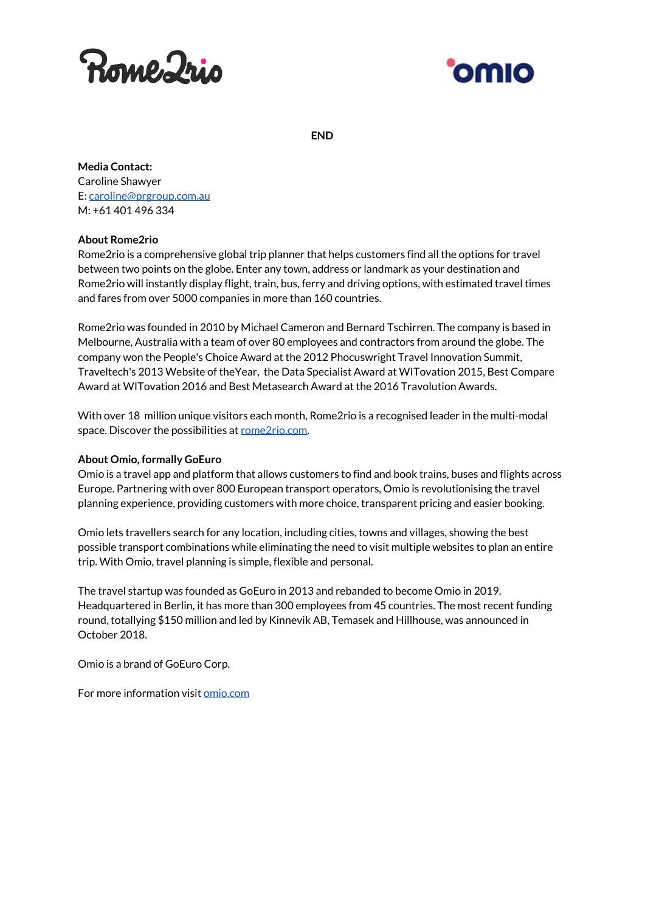**END**

**Media Contact:**
Caroline Shawyer
E: caroline@prgroup.com.au
M: +61 401 496 334

**About Rome2rio**
Rome2rio is a comprehensive global trip planner that helps customers find all the options for travel between two points on the globe. Enter any town, address or landmark as your destination and Rome2rio will instantly display flight, train, bus, ferry and driving options, with estimated travel times and fares from over 5000 companies in more than 160 countries.

Rome2rio was founded in 2010 by Michael Cameron and Bernard Tschirren. The company is based in Melbourne, Australia with a team of over 80 employees and contractors from around the globe. The company won the People's Choice Award at the 2012 Phocuswright Travel Innovation Summit, Traveltech's 2013 Website of theYear, the Data Specialist Award at WITovation 2015, Best Compare Award at WITovation 2016 and Best Metasearch Award at the 2016 Travolution Awards.

With over 18 million unique visitors each month, Rome2rio is a recognised leader in the multi-modal space. Discover the possibilities at rome2rio.com.

**About Omio, formally GoEuro**
Omio is a travel app and platform that allows customers to find and book trains, buses and flights across Europe. Partnering with over 800 European transport operators, Omio is revolutionising the travel planning experience, providing customers with more choice, transparent pricing and easier booking.

Omio lets travellers search for any location, including cities, towns and villages, showing the best possible transport combinations while eliminating the need to visit multiple websites to plan an entire trip. With Omio, travel planning is simple, flexible and personal.

The travel startup was founded as GoEuro in 2013 and rebanded to become Omio in 2019. Headquartered in Berlin, it has more than 300 employees from 45 countries. The most recent funding round, totallying $150 million and led by Kinnevik AB, Temasek and Hillhouse, was announced in October 2018.

Omio is a brand of GoEuro Corp.

For more information visit omio.com